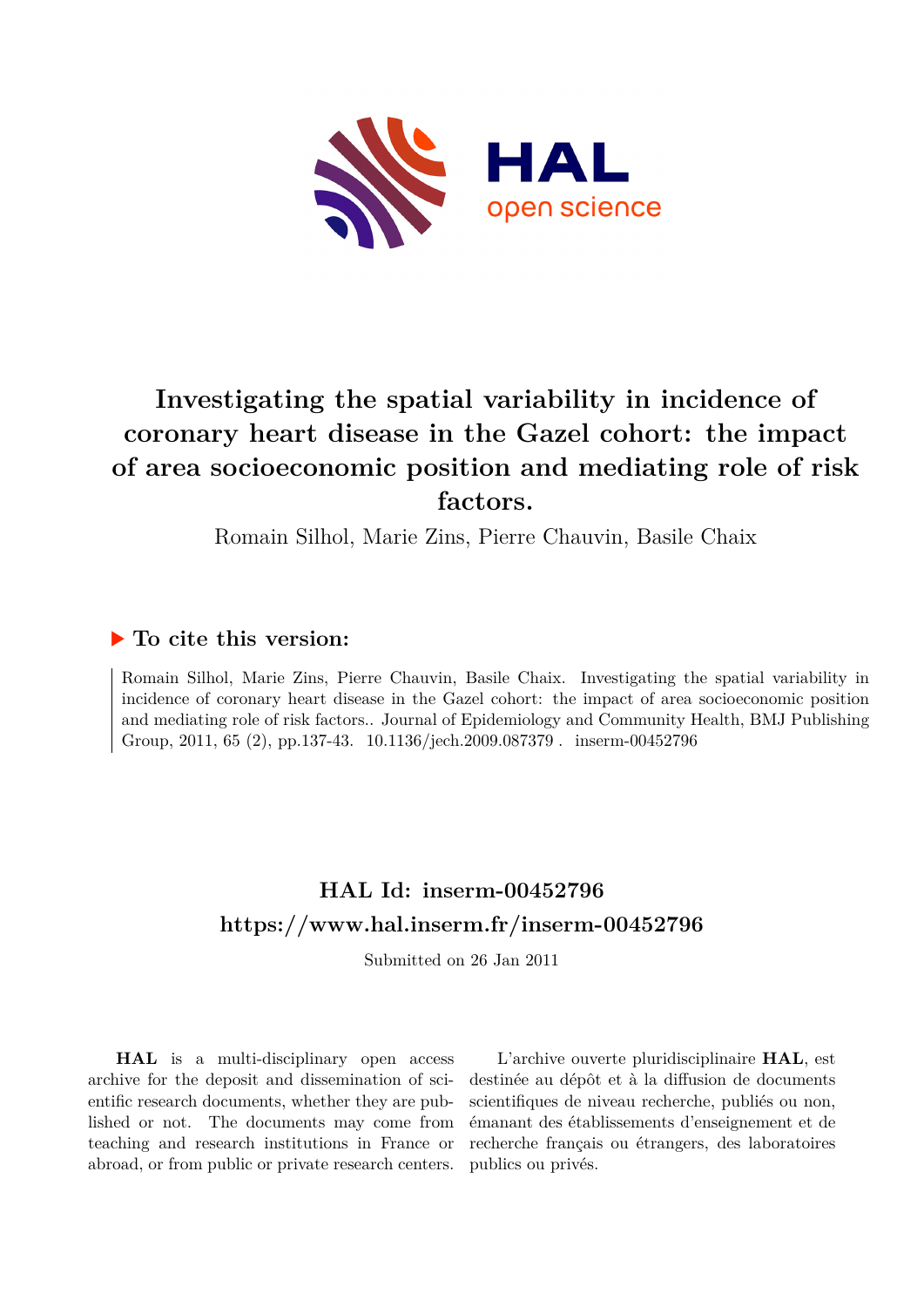# Investigating the spatial variability in incidence of coronary heart disease in the Gazel cohort: the impact of area socioeconomic position and mediating role of risk factors.

Romain Silhol, Marie Zins, Pierre Chauvin, Basile Chaix

## ▶ To cite this version:

Romain Silhol, Marie Zins, Pierre Chauvin, Basile Chaix. Investigating the spatial variability in incidence of coronary heart disease in the Gazel cohort: the impact of area socioeconomic position and mediating role of risk factors.. Journal of Epidemiology and Community Health, BMJ Publishing Group, 2011, 65 (2), pp.137-43. 10.1136/jech.2009.087379 . inserm-00452796

## HAL Id: inserm-00452796
## https://www.hal.inserm.fr/inserm-00452796

Submitted on 26 Jan 2011

**HAL** is a multi-disciplinary open access archive for the deposit and dissemination of scientific research documents, whether they are published or not. The documents may come from teaching and research institutions in France or abroad, or from public or private research centers.

L'archive ouverte pluridisciplinaire **HAL**, est destinée au dépôt et à la diffusion de documents scientifiques de niveau recherche, publiés ou non, émanant des établissements d'enseignement et de recherche français ou étrangers, des laboratoires publics ou privés.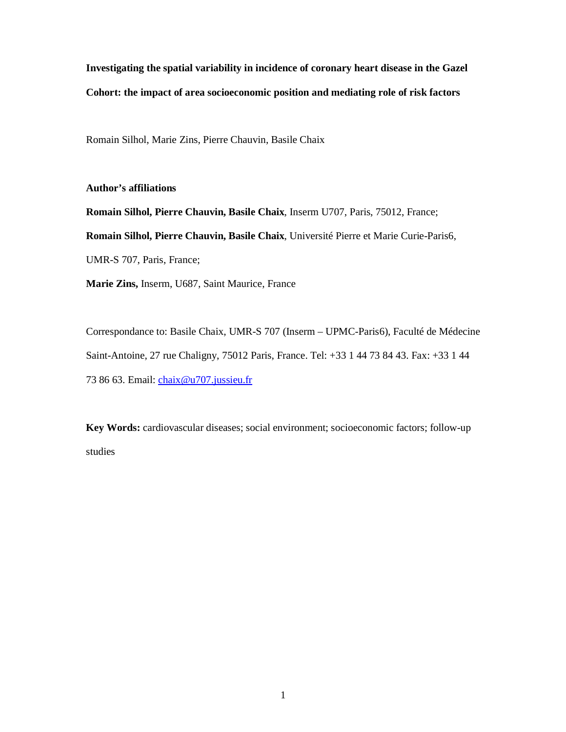**Investigating the spatial variability in incidence of coronary heart disease in the Gazel Cohort: the impact of area socioeconomic position and mediating role of risk factors**

Romain Silhol, Marie Zins, Pierre Chauvin, Basile Chaix

**Author's affiliations**

**Romain Silhol, Pierre Chauvin, Basile Chaix**, Inserm U707, Paris, 75012, France;

**Romain Silhol, Pierre Chauvin, Basile Chaix**, Université Pierre et Marie Curie-Paris6, UMR-S 707, Paris, France;

**Marie Zins,** Inserm, U687, Saint Maurice, France

Correspondance to: Basile Chaix, UMR-S 707 (Inserm – UPMC-Paris6), Faculté de Médecine Saint-Antoine, 27 rue Chaligny, 75012 Paris, France. Tel: +33 1 44 73 84 43. Fax: +33 1 44 73 86 63. Email: chaix@u707.jussieu.fr

**Key Words:** cardiovascular diseases; social environment; socioeconomic factors; follow-up studies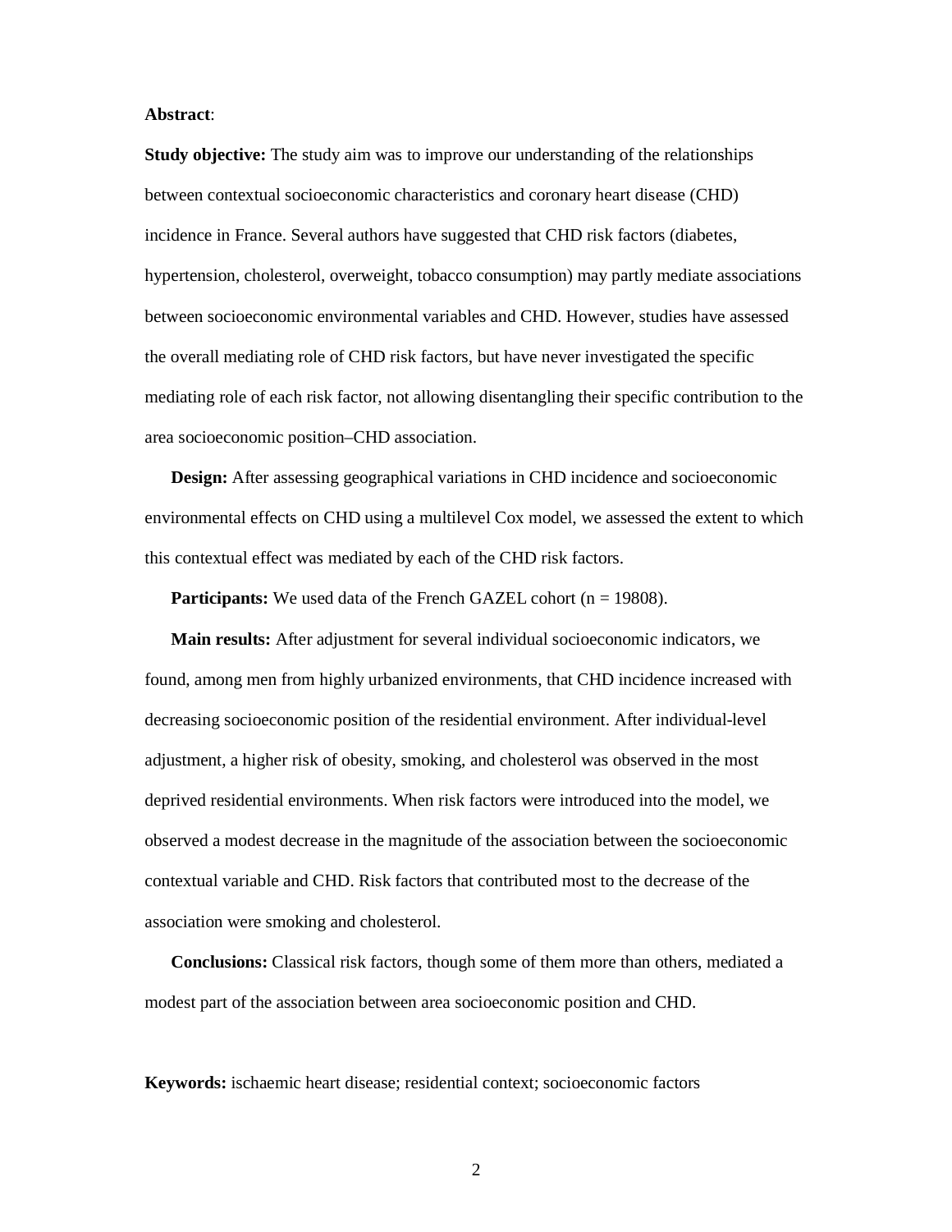**Abstract**:

**Study objective:** The study aim was to improve our understanding of the relationships between contextual socioeconomic characteristics and coronary heart disease (CHD) incidence in France. Several authors have suggested that CHD risk factors (diabetes, hypertension, cholesterol, overweight, tobacco consumption) may partly mediate associations between socioeconomic environmental variables and CHD. However, studies have assessed the overall mediating role of CHD risk factors, but have never investigated the specific mediating role of each risk factor, not allowing disentangling their specific contribution to the area socioeconomic position–CHD association.

**Design:** After assessing geographical variations in CHD incidence and socioeconomic environmental effects on CHD using a multilevel Cox model, we assessed the extent to which this contextual effect was mediated by each of the CHD risk factors.

**Participants:** We used data of the French GAZEL cohort (n = 19808).

**Main results:** After adjustment for several individual socioeconomic indicators, we found, among men from highly urbanized environments, that CHD incidence increased with decreasing socioeconomic position of the residential environment. After individual-level adjustment, a higher risk of obesity, smoking, and cholesterol was observed in the most deprived residential environments. When risk factors were introduced into the model, we observed a modest decrease in the magnitude of the association between the socioeconomic contextual variable and CHD. Risk factors that contributed most to the decrease of the association were smoking and cholesterol.

**Conclusions:** Classical risk factors, though some of them more than others, mediated a modest part of the association between area socioeconomic position and CHD.

**Keywords:** ischaemic heart disease; residential context; socioeconomic factors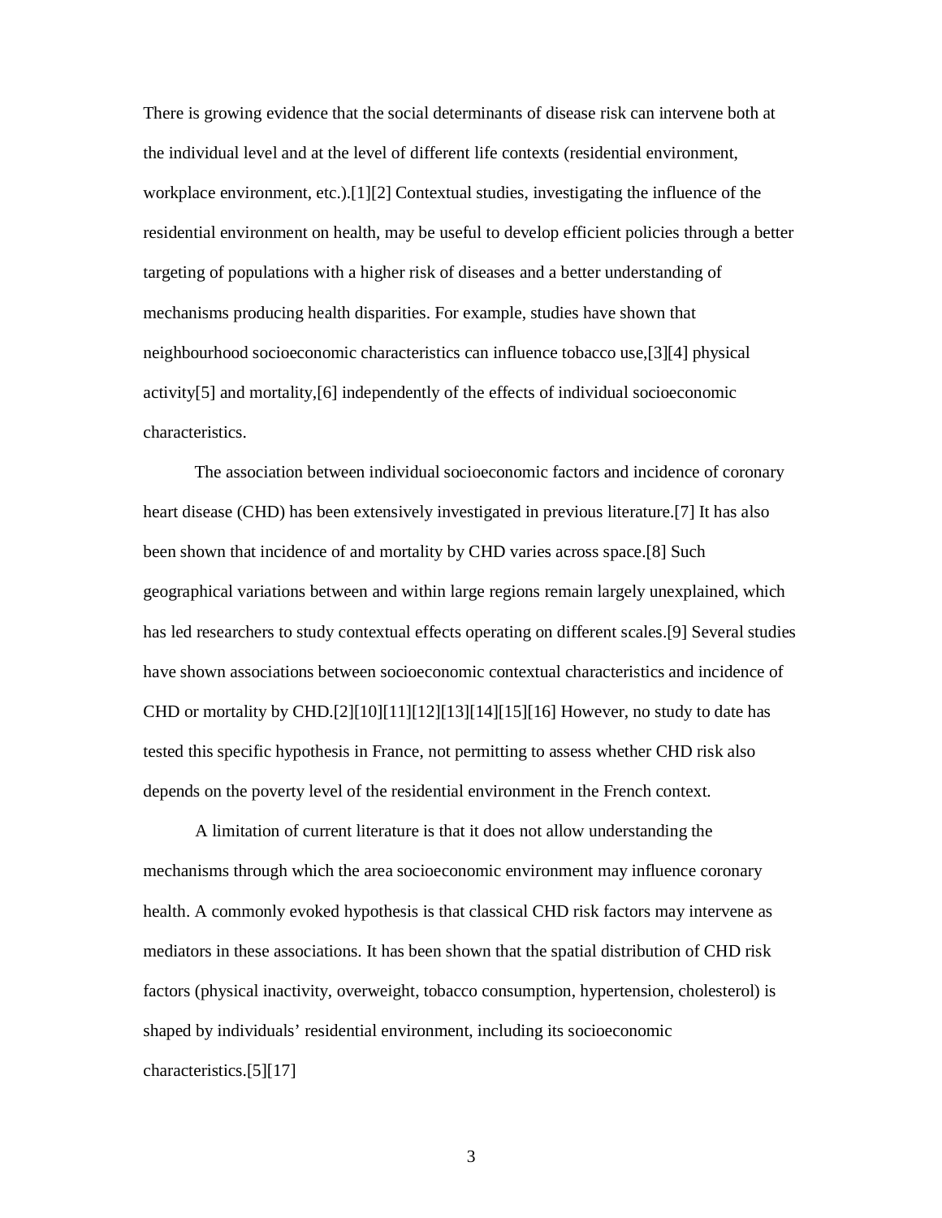There is growing evidence that the social determinants of disease risk can intervene both at the individual level and at the level of different life contexts (residential environment, workplace environment, etc.).[1][2] Contextual studies, investigating the influence of the residential environment on health, may be useful to develop efficient policies through a better targeting of populations with a higher risk of diseases and a better understanding of mechanisms producing health disparities. For example, studies have shown that neighbourhood socioeconomic characteristics can influence tobacco use,[3][4] physical activity[5] and mortality,[6] independently of the effects of individual socioeconomic characteristics.

The association between individual socioeconomic factors and incidence of coronary heart disease (CHD) has been extensively investigated in previous literature.[7] It has also been shown that incidence of and mortality by CHD varies across space.[8] Such geographical variations between and within large regions remain largely unexplained, which has led researchers to study contextual effects operating on different scales.[9] Several studies have shown associations between socioeconomic contextual characteristics and incidence of CHD or mortality by CHD.[2][10][11][12][13][14][15][16] However, no study to date has tested this specific hypothesis in France, not permitting to assess whether CHD risk also depends on the poverty level of the residential environment in the French context.

A limitation of current literature is that it does not allow understanding the mechanisms through which the area socioeconomic environment may influence coronary health. A commonly evoked hypothesis is that classical CHD risk factors may intervene as mediators in these associations. It has been shown that the spatial distribution of CHD risk factors (physical inactivity, overweight, tobacco consumption, hypertension, cholesterol) is shaped by individuals' residential environment, including its socioeconomic characteristics.[5][17]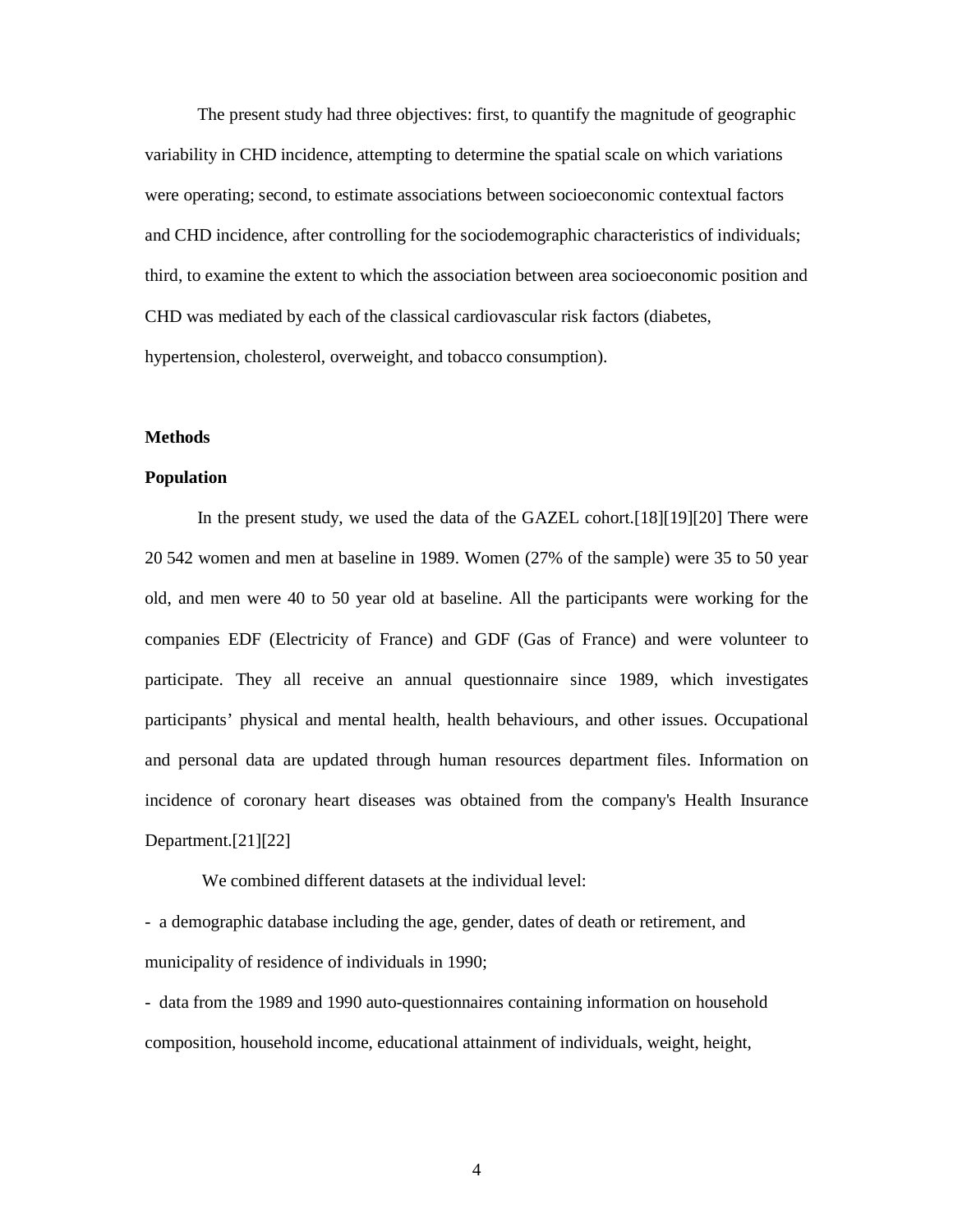The present study had three objectives: first, to quantify the magnitude of geographic variability in CHD incidence, attempting to determine the spatial scale on which variations were operating; second, to estimate associations between socioeconomic contextual factors and CHD incidence, after controlling for the sociodemographic characteristics of individuals; third, to examine the extent to which the association between area socioeconomic position and CHD was mediated by each of the classical cardiovascular risk factors (diabetes, hypertension, cholesterol, overweight, and tobacco consumption).

## Methods

### Population

In the present study, we used the data of the GAZEL cohort.[18][19][20] There were 20 542 women and men at baseline in 1989. Women (27% of the sample) were 35 to 50 year old, and men were 40 to 50 year old at baseline. All the participants were working for the companies EDF (Electricity of France) and GDF (Gas of France) and were volunteer to participate. They all receive an annual questionnaire since 1989, which investigates participants' physical and mental health, health behaviours, and other issues. Occupational and personal data are updated through human resources department files. Information on incidence of coronary heart diseases was obtained from the company's Health Insurance Department.[21][22]

We combined different datasets at the individual level:

- a demographic database including the age, gender, dates of death or retirement, and municipality of residence of individuals in 1990;
- data from the 1989 and 1990 auto-questionnaires containing information on household composition, household income, educational attainment of individuals, weight, height,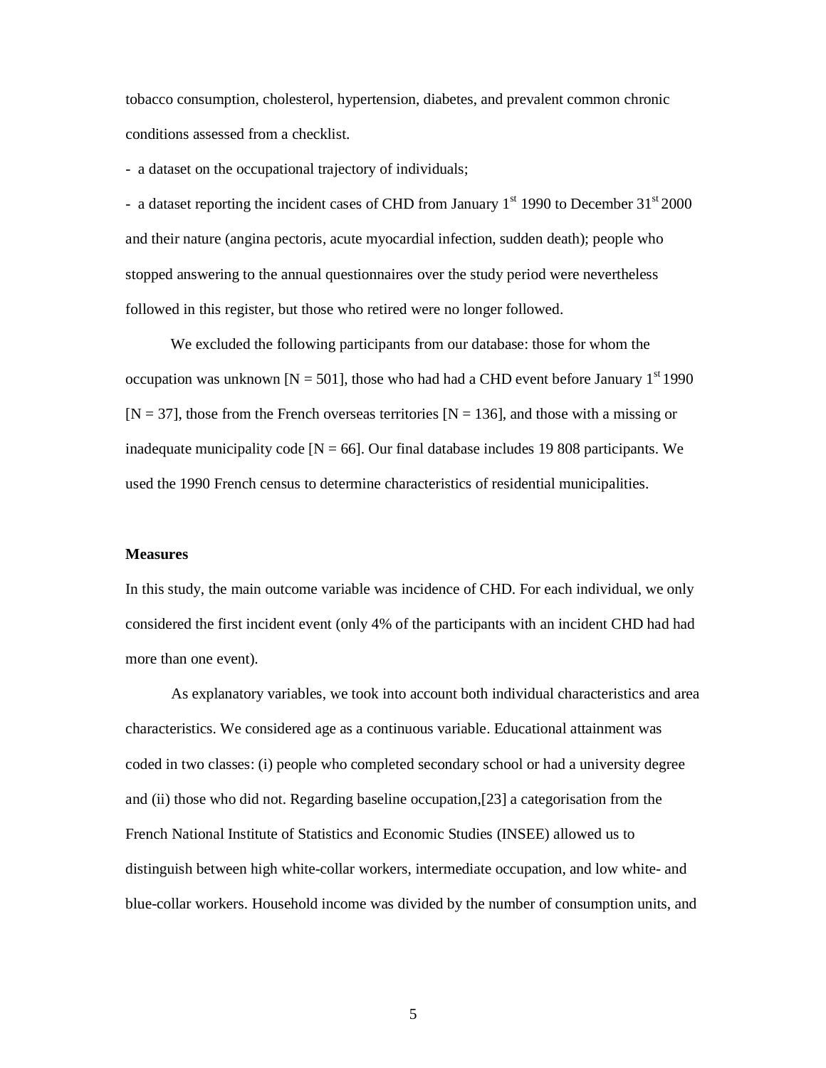tobacco consumption, cholesterol, hypertension, diabetes, and prevalent common chronic conditions assessed from a checklist.

- a dataset on the occupational trajectory of individuals;
- a dataset reporting the incident cases of CHD from January 1st 1990 to December 31st 2000 and their nature (angina pectoris, acute myocardial infection, sudden death); people who stopped answering to the annual questionnaires over the study period were nevertheless followed in this register, but those who retired were no longer followed.

We excluded the following participants from our database: those for whom the occupation was unknown [N = 501], those who had had a CHD event before January 1st 1990 [N = 37], those from the French overseas territories [N = 136], and those with a missing or inadequate municipality code [N = 66]. Our final database includes 19 808 participants. We used the 1990 French census to determine characteristics of residential municipalities.

**Measures**

In this study, the main outcome variable was incidence of CHD. For each individual, we only considered the first incident event (only 4% of the participants with an incident CHD had had more than one event).

As explanatory variables, we took into account both individual characteristics and area characteristics. We considered age as a continuous variable. Educational attainment was coded in two classes: (i) people who completed secondary school or had a university degree and (ii) those who did not. Regarding baseline occupation,[23] a categorisation from the French National Institute of Statistics and Economic Studies (INSEE) allowed us to distinguish between high white-collar workers, intermediate occupation, and low white- and blue-collar workers. Household income was divided by the number of consumption units, and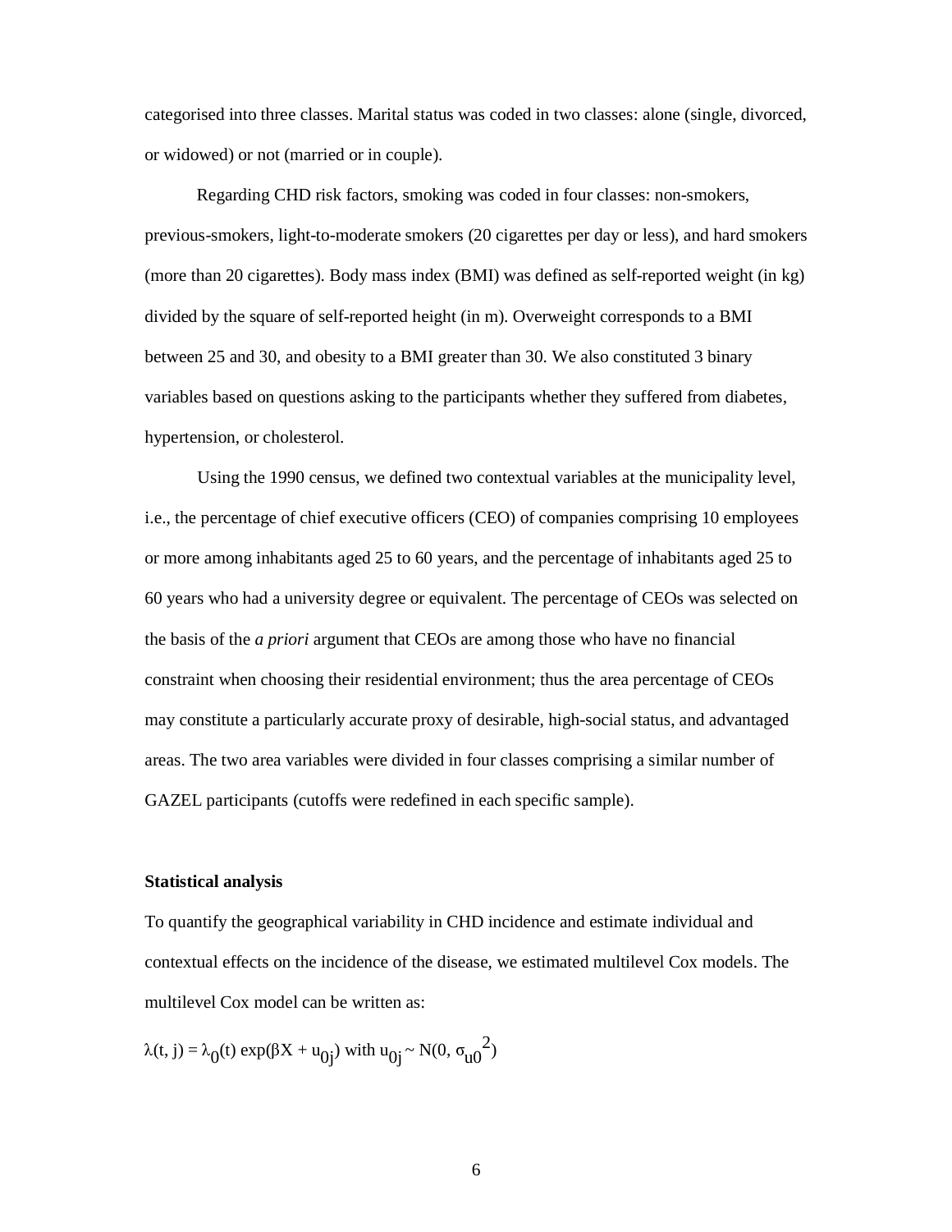categorised into three classes. Marital status was coded in two classes: alone (single, divorced, or widowed) or not (married or in couple).

Regarding CHD risk factors, smoking was coded in four classes: non-smokers, previous-smokers, light-to-moderate smokers (20 cigarettes per day or less), and hard smokers (more than 20 cigarettes). Body mass index (BMI) was defined as self-reported weight (in kg) divided by the square of self-reported height (in m). Overweight corresponds to a BMI between 25 and 30, and obesity to a BMI greater than 30. We also constituted 3 binary variables based on questions asking to the participants whether they suffered from diabetes, hypertension, or cholesterol.

Using the 1990 census, we defined two contextual variables at the municipality level, i.e., the percentage of chief executive officers (CEO) of companies comprising 10 employees or more among inhabitants aged 25 to 60 years, and the percentage of inhabitants aged 25 to 60 years who had a university degree or equivalent. The percentage of CEOs was selected on the basis of the *a priori* argument that CEOs are among those who have no financial constraint when choosing their residential environment; thus the area percentage of CEOs may constitute a particularly accurate proxy of desirable, high-social status, and advantaged areas. The two area variables were divided in four classes comprising a similar number of GAZEL participants (cutoffs were redefined in each specific sample).

**Statistical analysis**

To quantify the geographical variability in CHD incidence and estimate individual and contextual effects on the incidence of the disease, we estimated multilevel Cox models. The multilevel Cox model can be written as:

$$\lambda(t, j) = \lambda_0(t) \exp(\beta X + u_{0j}) \text{ with } u_{0j} \sim N(0, \sigma_{u0}^2)$$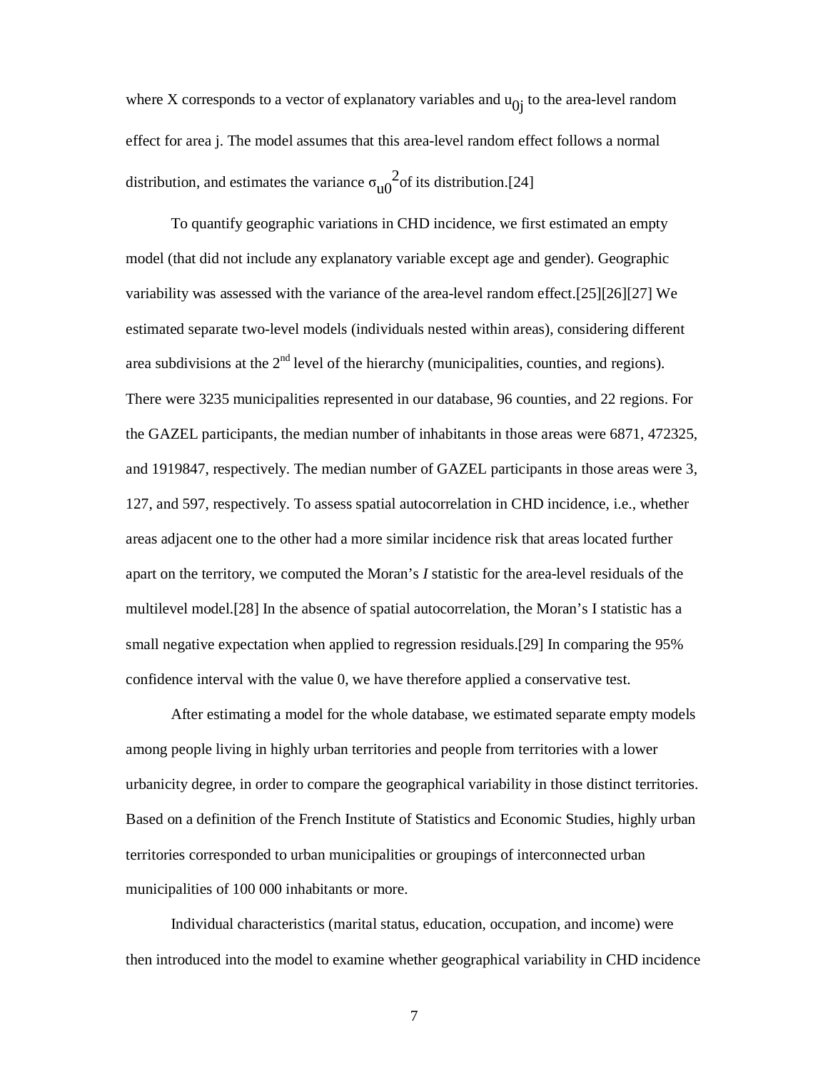where X corresponds to a vector of explanatory variables and $u_{0j}$ to the area-level random effect for area j. The model assumes that this area-level random effect follows a normal distribution, and estimates the variance $\sigma_{u0}^2$ of its distribution.[24]

To quantify geographic variations in CHD incidence, we first estimated an empty model (that did not include any explanatory variable except age and gender). Geographic variability was assessed with the variance of the area-level random effect.[25][26][27] We estimated separate two-level models (individuals nested within areas), considering different area subdivisions at the 2nd level of the hierarchy (municipalities, counties, and regions). There were 3235 municipalities represented in our database, 96 counties, and 22 regions. For the GAZEL participants, the median number of inhabitants in those areas were 6871, 472325, and 1919847, respectively. The median number of GAZEL participants in those areas were 3, 127, and 597, respectively. To assess spatial autocorrelation in CHD incidence, i.e., whether areas adjacent one to the other had a more similar incidence risk that areas located further apart on the territory, we computed the Moran's *I* statistic for the area-level residuals of the multilevel model.[28] In the absence of spatial autocorrelation, the Moran's I statistic has a small negative expectation when applied to regression residuals.[29] In comparing the 95% confidence interval with the value 0, we have therefore applied a conservative test.

After estimating a model for the whole database, we estimated separate empty models among people living in highly urban territories and people from territories with a lower urbanicity degree, in order to compare the geographical variability in those distinct territories. Based on a definition of the French Institute of Statistics and Economic Studies, highly urban territories corresponded to urban municipalities or groupings of interconnected urban municipalities of 100 000 inhabitants or more.

Individual characteristics (marital status, education, occupation, and income) were then introduced into the model to examine whether geographical variability in CHD incidence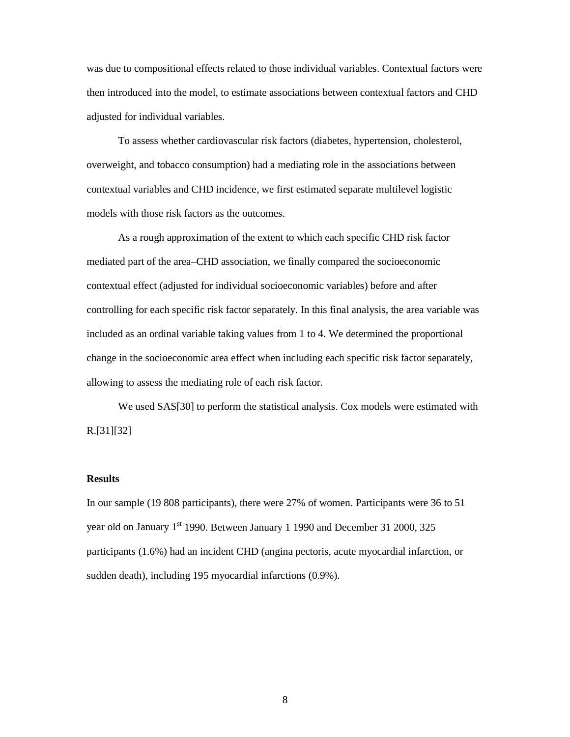was due to compositional effects related to those individual variables. Contextual factors were then introduced into the model, to estimate associations between contextual factors and CHD adjusted for individual variables.

To assess whether cardiovascular risk factors (diabetes, hypertension, cholesterol, overweight, and tobacco consumption) had a mediating role in the associations between contextual variables and CHD incidence, we first estimated separate multilevel logistic models with those risk factors as the outcomes.

As a rough approximation of the extent to which each specific CHD risk factor mediated part of the area–CHD association, we finally compared the socioeconomic contextual effect (adjusted for individual socioeconomic variables) before and after controlling for each specific risk factor separately. In this final analysis, the area variable was included as an ordinal variable taking values from 1 to 4. We determined the proportional change in the socioeconomic area effect when including each specific risk factor separately, allowing to assess the mediating role of each risk factor.

We used SAS[30] to perform the statistical analysis. Cox models were estimated with R.[31][32]

**Results**

In our sample (19 808 participants), there were 27% of women. Participants were 36 to 51 year old on January 1st 1990. Between January 1 1990 and December 31 2000, 325 participants (1.6%) had an incident CHD (angina pectoris, acute myocardial infarction, or sudden death), including 195 myocardial infarctions (0.9%).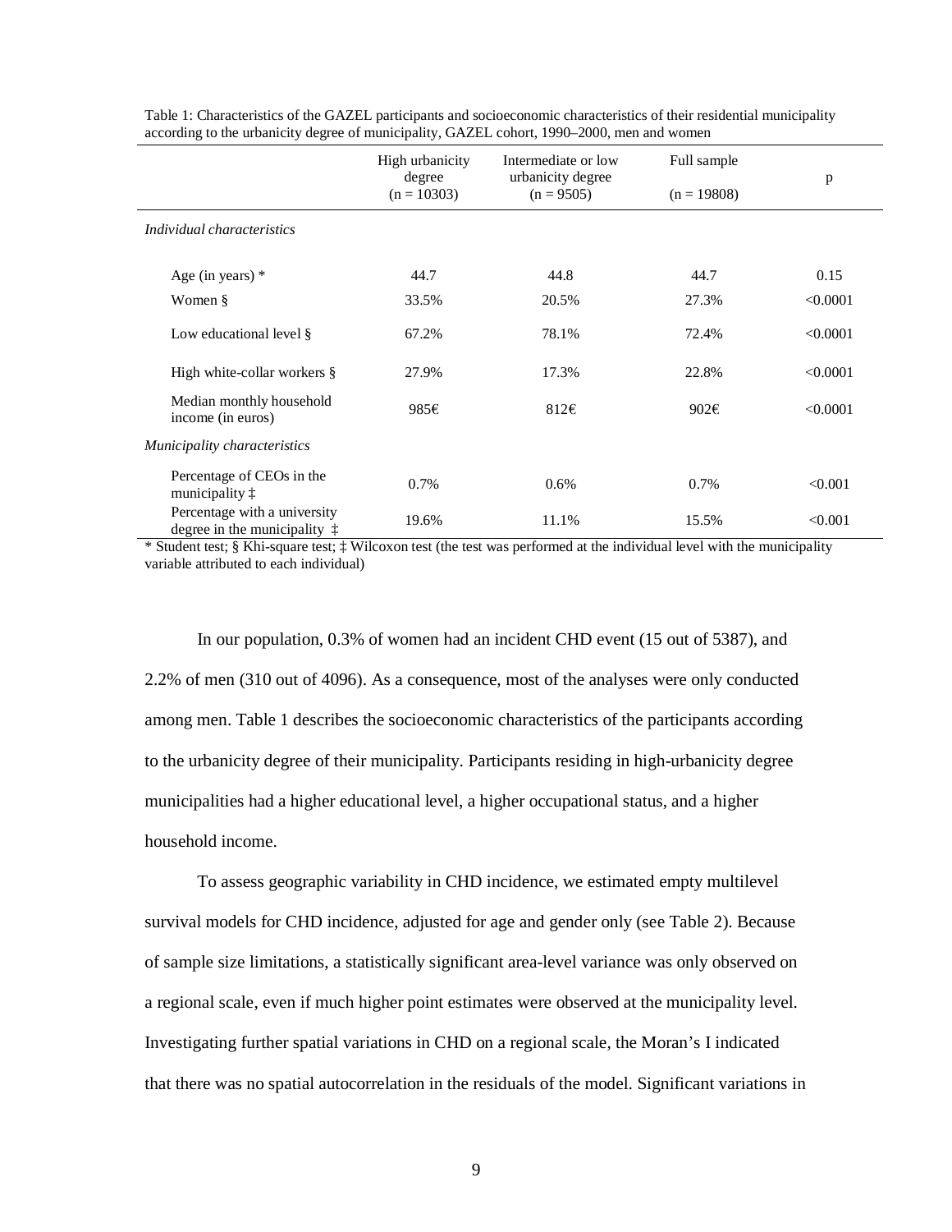Table 1: Characteristics of the GAZEL participants and socioeconomic characteristics of their residential municipality according to the urbanicity degree of municipality, GAZEL cohort, 1990–2000, men and women

| | High urbanicity degree (n = 10303) | Intermediate or low urbanicity degree (n = 9505) | Full sample (n = 19808) | p |
|---|---|---|---|---|
| *Individual characteristics* | | | | |
| Age (in years) * | 44.7 | 44.8 | 44.7 | 0.15 |
| Women § | 33.5% | 20.5% | 27.3% | <0.0001 |
| Low educational level § | 67.2% | 78.1% | 72.4% | <0.0001 |
| High white-collar workers § | 27.9% | 17.3% | 22.8% | <0.0001 |
| Median monthly household income (in euros) | 985€ | 812€ | 902€ | <0.0001 |
| *Municipality characteristics* | | | | |
| Percentage of CEOs in the municipality ‡ | 0.7% | 0.6% | 0.7% | <0.001 |
| Percentage with a university degree in the municipality ‡ | 19.6% | 11.1% | 15.5% | <0.001 |

* Student test; § Khi-square test; ‡ Wilcoxon test (the test was performed at the individual level with the municipality variable attributed to each individual)

In our population, 0.3% of women had an incident CHD event (15 out of 5387), and 2.2% of men (310 out of 4096). As a consequence, most of the analyses were only conducted among men. Table 1 describes the socioeconomic characteristics of the participants according to the urbanicity degree of their municipality. Participants residing in high-urbanicity degree municipalities had a higher educational level, a higher occupational status, and a higher household income.

To assess geographic variability in CHD incidence, we estimated empty multilevel survival models for CHD incidence, adjusted for age and gender only (see Table 2). Because of sample size limitations, a statistically significant area-level variance was only observed on a regional scale, even if much higher point estimates were observed at the municipality level. Investigating further spatial variations in CHD on a regional scale, the Moran's I indicated that there was no spatial autocorrelation in the residuals of the model. Significant variations in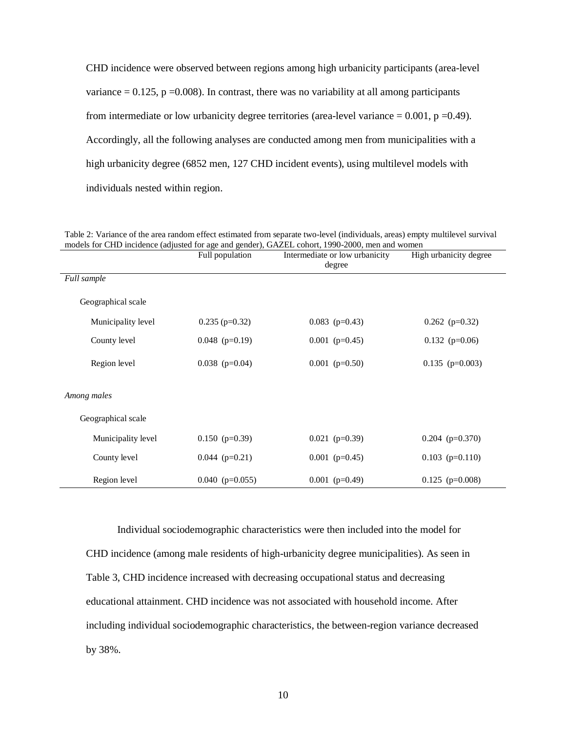CHD incidence were observed between regions among high urbanicity participants (area-level variance = 0.125, p =0.008). In contrast, there was no variability at all among participants from intermediate or low urbanicity degree territories (area-level variance = 0.001, p =0.49). Accordingly, all the following analyses are conducted among men from municipalities with a high urbanicity degree (6852 men, 127 CHD incident events), using multilevel models with individuals nested within region.

Table 2: Variance of the area random effect estimated from separate two-level (individuals, areas) empty multilevel survival models for CHD incidence (adjusted for age and gender), GAZEL cohort, 1990-2000, men and women

| | Full population | Intermediate or low urbanicity degree | High urbanicity degree |
|---|---|---|---|
| *Full sample* | | | |
| Geographical scale | | | |
| Municipality level | 0.235 (p=0.32) | 0.083 (p=0.43) | 0.262 (p=0.32) |
| County level | 0.048 (p=0.19) | 0.001 (p=0.45) | 0.132 (p=0.06) |
| Region level | 0.038 (p=0.04) | 0.001 (p=0.50) | 0.135 (p=0.003) |
| *Among males* | | | |
| Geographical scale | | | |
| Municipality level | 0.150 (p=0.39) | 0.021 (p=0.39) | 0.204 (p=0.370) |
| County level | 0.044 (p=0.21) | 0.001 (p=0.45) | 0.103 (p=0.110) |
| Region level | 0.040 (p=0.055) | 0.001 (p=0.49) | 0.125 (p=0.008) |

Individual sociodemographic characteristics were then included into the model for CHD incidence (among male residents of high-urbanicity degree municipalities). As seen in Table 3, CHD incidence increased with decreasing occupational status and decreasing educational attainment. CHD incidence was not associated with household income. After including individual sociodemographic characteristics, the between-region variance decreased by 38%.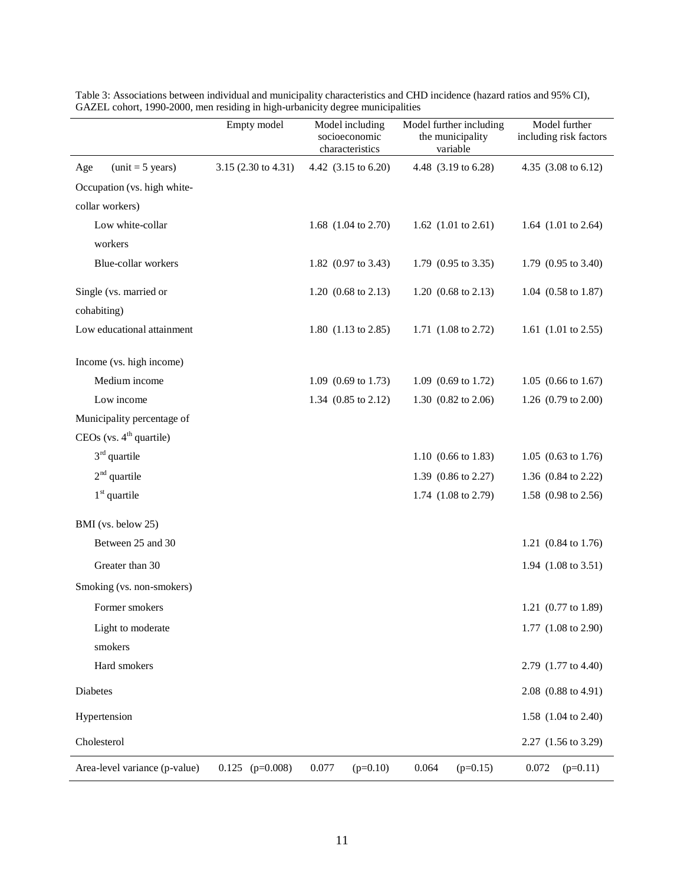Table 3: Associations between individual and municipality characteristics and CHD incidence (hazard ratios and 95% CI), GAZEL cohort, 1990-2000, men residing in high-urbanicity degree municipalities

| | Empty model | Model including socioeconomic characteristics | Model further including the municipality variable | Model further including risk factors |
|---|---|---|---|---|
| Age (unit = 5 years) | 3.15 (2.30 to 4.31) | 4.42 (3.15 to 6.20) | 4.48 (3.19 to 6.28) | 4.35 (3.08 to 6.12) |
| Occupation (vs. high white-collar workers) | | | | |
| Low white-collar workers | | 1.68 (1.04 to 2.70) | 1.62 (1.01 to 2.61) | 1.64 (1.01 to 2.64) |
| Blue-collar workers | | 1.82 (0.97 to 3.43) | 1.79 (0.95 to 3.35) | 1.79 (0.95 to 3.40) |
| Single (vs. married or cohabiting) | | 1.20 (0.68 to 2.13) | 1.20 (0.68 to 2.13) | 1.04 (0.58 to 1.87) |
| Low educational attainment | | 1.80 (1.13 to 2.85) | 1.71 (1.08 to 2.72) | 1.61 (1.01 to 2.55) |
| Income (vs. high income) | | | | |
| Medium income | | 1.09 (0.69 to 1.73) | 1.09 (0.69 to 1.72) | 1.05 (0.66 to 1.67) |
| Low income | | 1.34 (0.85 to 2.12) | 1.30 (0.82 to 2.06) | 1.26 (0.79 to 2.00) |
| Municipality percentage of CEOs (vs. 4th quartile) | | | | |
| 3rd quartile | | | 1.10 (0.66 to 1.83) | 1.05 (0.63 to 1.76) |
| 2nd quartile | | | 1.39 (0.86 to 2.27) | 1.36 (0.84 to 2.22) |
| 1st quartile | | | 1.74 (1.08 to 2.79) | 1.58 (0.98 to 2.56) |
| BMI (vs. below 25) | | | | |
| Between 25 and 30 | | | | 1.21 (0.84 to 1.76) |
| Greater than 30 | | | | 1.94 (1.08 to 3.51) |
| Smoking (vs. non-smokers) | | | | |
| Former smokers | | | | 1.21 (0.77 to 1.89) |
| Light to moderate smokers | | | | 1.77 (1.08 to 2.90) |
| Hard smokers | | | | 2.79 (1.77 to 4.40) |
| Diabetes | | | | 2.08 (0.88 to 4.91) |
| Hypertension | | | | 1.58 (1.04 to 2.40) |
| Cholesterol | | | | 2.27 (1.56 to 3.29) |
| Area-level variance (p-value) | 0.125 (p=0.008) | 0.077 (p=0.10) | 0.064 (p=0.15) | 0.072 (p=0.11) |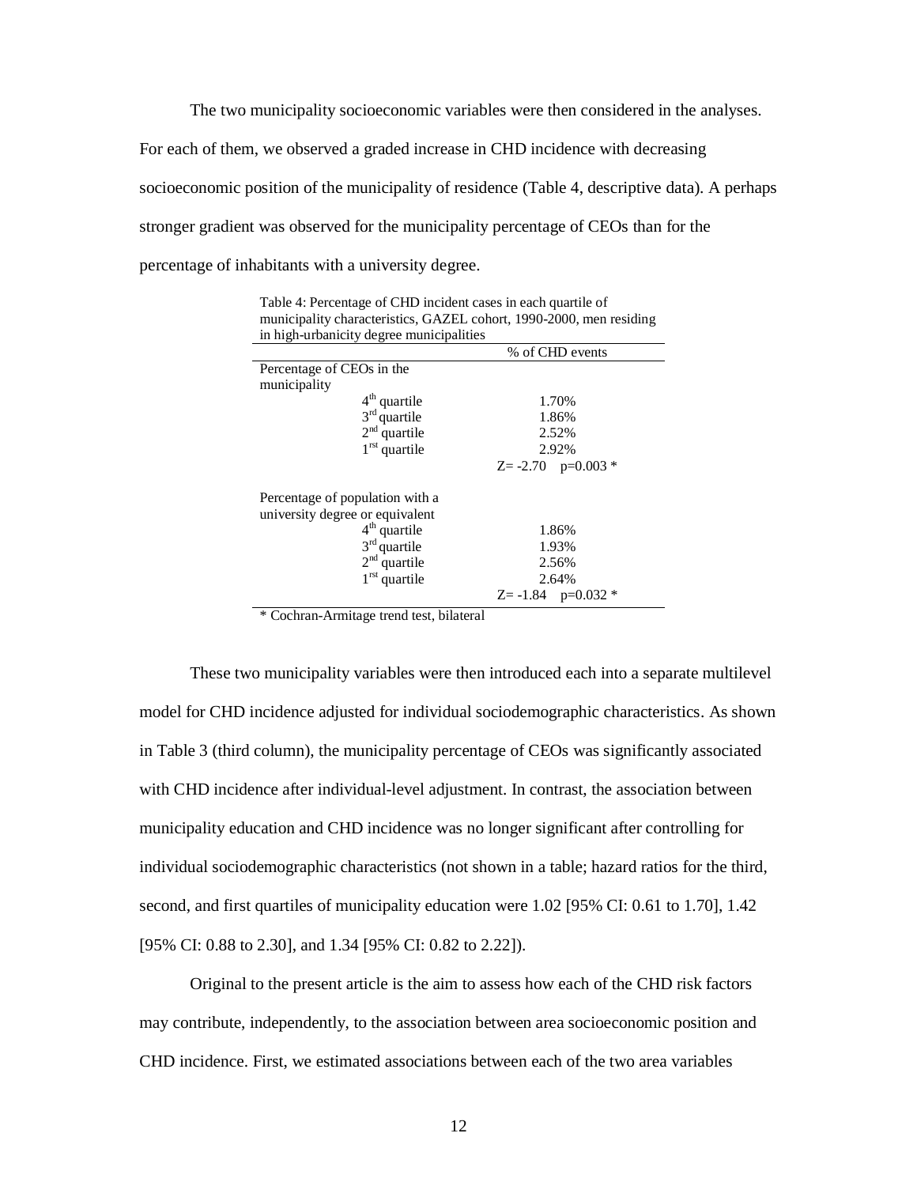The two municipality socioeconomic variables were then considered in the analyses. For each of them, we observed a graded increase in CHD incidence with decreasing socioeconomic position of the municipality of residence (Table 4, descriptive data). A perhaps stronger gradient was observed for the municipality percentage of CEOs than for the percentage of inhabitants with a university degree.

Table 4: Percentage of CHD incident cases in each quartile of municipality characteristics, GAZEL cohort, 1990-2000, men residing in high-urbanicity degree municipalities

| | % of CHD events |
|---|---|
| Percentage of CEOs in the municipality | |
| 4th quartile | 1.70% |
| 3rd quartile | 1.86% |
| 2nd quartile | 2.52% |
| 1rst quartile | 2.92% |
| | Z= -2.70 p=0.003 * |
| Percentage of population with a university degree or equivalent | |
| 4th quartile | 1.86% |
| 3rd quartile | 1.93% |
| 2nd quartile | 2.56% |
| 1rst quartile | 2.64% |
| | Z= -1.84 p=0.032 * |

* Cochran-Armitage trend test, bilateral

These two municipality variables were then introduced each into a separate multilevel model for CHD incidence adjusted for individual sociodemographic characteristics. As shown in Table 3 (third column), the municipality percentage of CEOs was significantly associated with CHD incidence after individual-level adjustment. In contrast, the association between municipality education and CHD incidence was no longer significant after controlling for individual sociodemographic characteristics (not shown in a table; hazard ratios for the third, second, and first quartiles of municipality education were 1.02 [95% CI: 0.61 to 1.70], 1.42 [95% CI: 0.88 to 2.30], and 1.34 [95% CI: 0.82 to 2.22]).

Original to the present article is the aim to assess how each of the CHD risk factors may contribute, independently, to the association between area socioeconomic position and CHD incidence. First, we estimated associations between each of the two area variables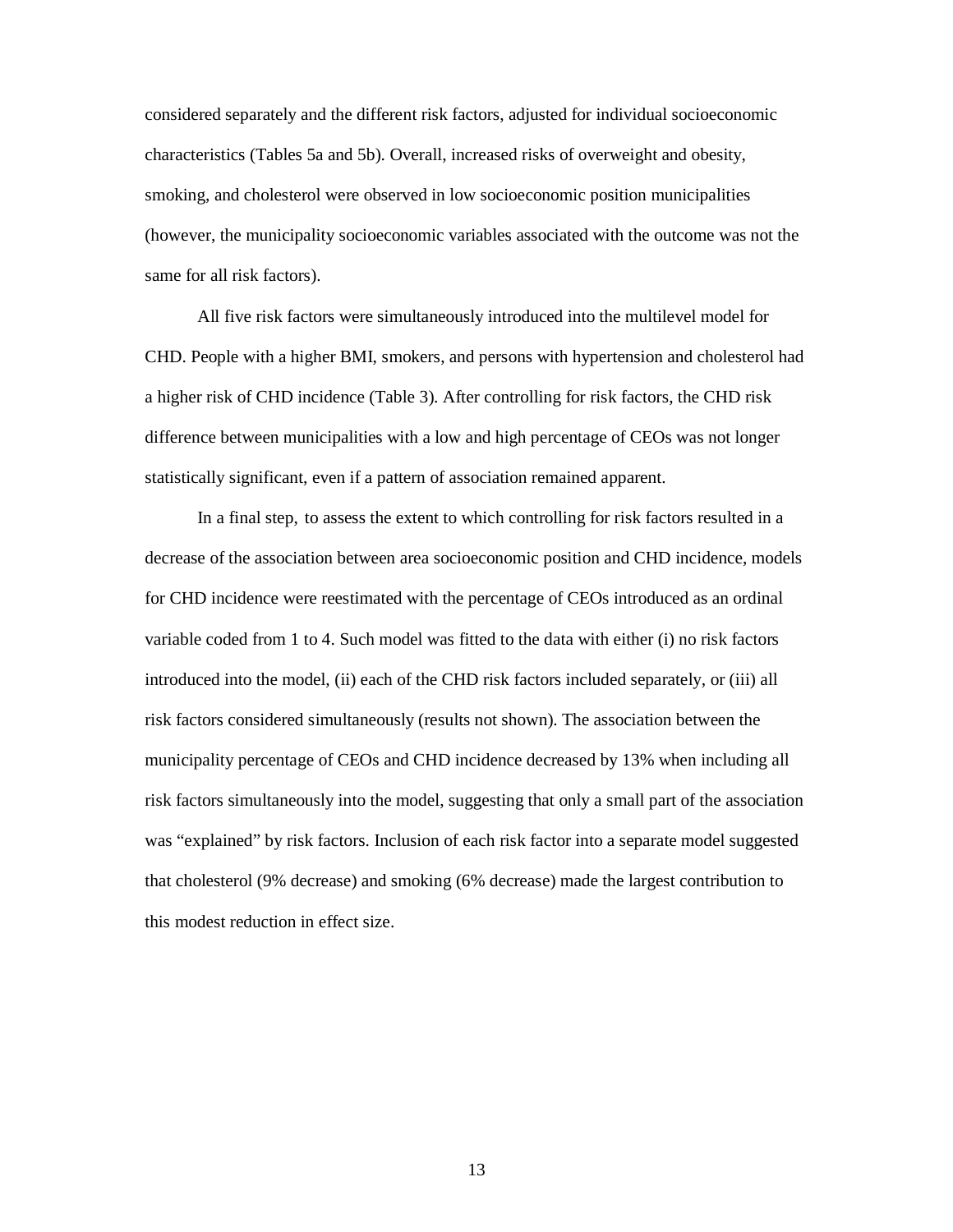considered separately and the different risk factors, adjusted for individual socioeconomic characteristics (Tables 5a and 5b). Overall, increased risks of overweight and obesity, smoking, and cholesterol were observed in low socioeconomic position municipalities (however, the municipality socioeconomic variables associated with the outcome was not the same for all risk factors).

All five risk factors were simultaneously introduced into the multilevel model for CHD. People with a higher BMI, smokers, and persons with hypertension and cholesterol had a higher risk of CHD incidence (Table 3). After controlling for risk factors, the CHD risk difference between municipalities with a low and high percentage of CEOs was not longer statistically significant, even if a pattern of association remained apparent.

In a final step, to assess the extent to which controlling for risk factors resulted in a decrease of the association between area socioeconomic position and CHD incidence, models for CHD incidence were reestimated with the percentage of CEOs introduced as an ordinal variable coded from 1 to 4. Such model was fitted to the data with either (i) no risk factors introduced into the model, (ii) each of the CHD risk factors included separately, or (iii) all risk factors considered simultaneously (results not shown). The association between the municipality percentage of CEOs and CHD incidence decreased by 13% when including all risk factors simultaneously into the model, suggesting that only a small part of the association was "explained" by risk factors. Inclusion of each risk factor into a separate model suggested that cholesterol (9% decrease) and smoking (6% decrease) made the largest contribution to this modest reduction in effect size.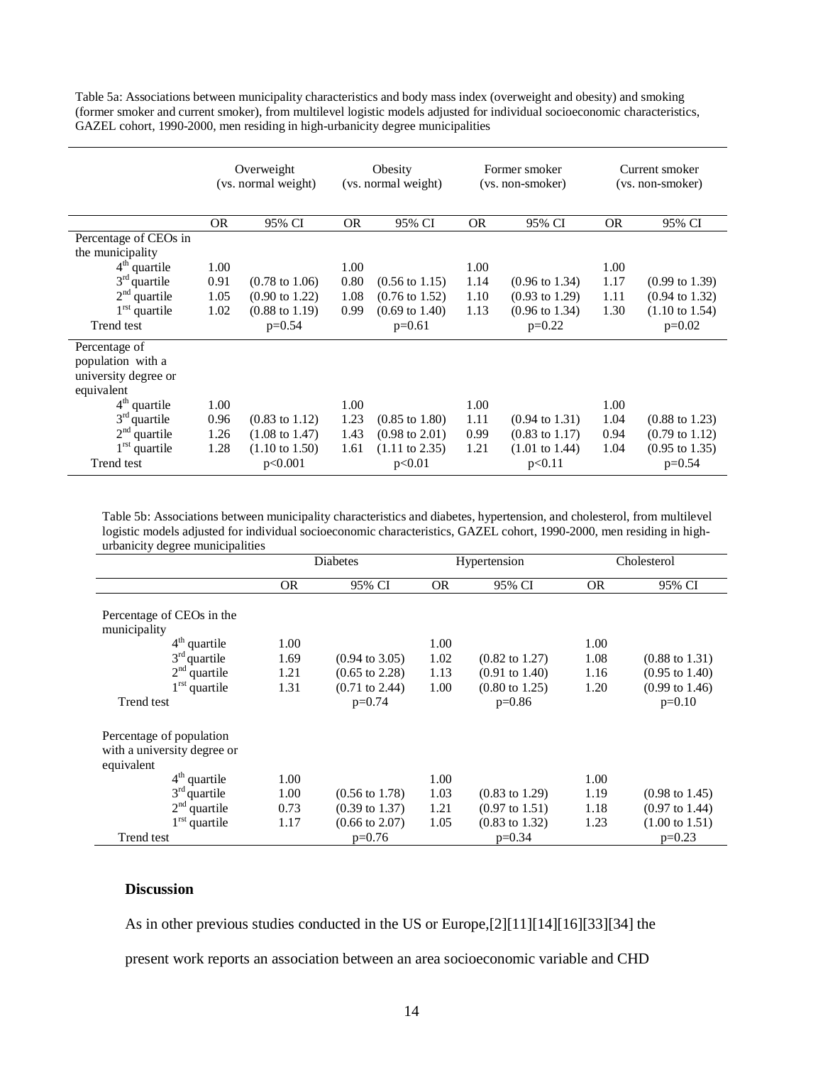Table 5a: Associations between municipality characteristics and body mass index (overweight and obesity) and smoking (former smoker and current smoker), from multilevel logistic models adjusted for individual socioeconomic characteristics, GAZEL cohort, 1990-2000, men residing in high-urbanicity degree municipalities

| | Overweight (vs. normal weight) | | Obesity (vs. normal weight) | | Former smoker (vs. non-smoker) | | Current smoker (vs. non-smoker) | |
|---|---|---|---|---|---|---|---|---|
| | OR | 95% CI | OR | 95% CI | OR | 95% CI | OR | 95% CI |
| Percentage of CEOs in the municipality | | | | | | | | |
| 4th quartile | 1.00 | | 1.00 | | 1.00 | | 1.00 | |
| 3rd quartile | 0.91 | (0.78 to 1.06) | 0.80 | (0.56 to 1.15) | 1.14 | (0.96 to 1.34) | 1.17 | (0.99 to 1.39) |
| 2nd quartile | 1.05 | (0.90 to 1.22) | 1.08 | (0.76 to 1.52) | 1.10 | (0.93 to 1.29) | 1.11 | (0.94 to 1.32) |
| 1rst quartile | 1.02 | (0.88 to 1.19) | 0.99 | (0.69 to 1.40) | 1.13 | (0.96 to 1.34) | 1.30 | (1.10 to 1.54) |
| Trend test | | p=0.54 | | p=0.61 | | p=0.22 | | p=0.02 |
| Percentage of population with a university degree or equivalent | | | | | | | | |
| 4th quartile | 1.00 | | 1.00 | | 1.00 | | 1.00 | |
| 3rd quartile | 0.96 | (0.83 to 1.12) | 1.23 | (0.85 to 1.80) | 1.11 | (0.94 to 1.31) | 1.04 | (0.88 to 1.23) |
| 2nd quartile | 1.26 | (1.08 to 1.47) | 1.43 | (0.98 to 2.01) | 0.99 | (0.83 to 1.17) | 0.94 | (0.79 to 1.12) |
| 1rst quartile | 1.28 | (1.10 to 1.50) | 1.61 | (1.11 to 2.35) | 1.21 | (1.01 to 1.44) | 1.04 | (0.95 to 1.35) |
| Trend test | | p<0.001 | | p<0.01 | | p<0.11 | | p=0.54 |

Table 5b: Associations between municipality characteristics and diabetes, hypertension, and cholesterol, from multilevel logistic models adjusted for individual socioeconomic characteristics, GAZEL cohort, 1990-2000, men residing in high-urbanicity degree municipalities

| | Diabetes | | Hypertension | | Cholesterol | |
|---|---|---|---|---|---|---|
| | OR | 95% CI | OR | 95% CI | OR | 95% CI |
| Percentage of CEOs in the municipality | | | | | | |
| 4th quartile | 1.00 | | 1.00 | | 1.00 | |
| 3rd quartile | 1.69 | (0.94 to 3.05) | 1.02 | (0.82 to 1.27) | 1.08 | (0.88 to 1.31) |
| 2nd quartile | 1.21 | (0.65 to 2.28) | 1.13 | (0.91 to 1.40) | 1.16 | (0.95 to 1.40) |
| 1rst quartile | 1.31 | (0.71 to 2.44) | 1.00 | (0.80 to 1.25) | 1.20 | (0.99 to 1.46) |
| Trend test | | p=0.74 | | p=0.86 | | p=0.10 |
| Percentage of population with a university degree or equivalent | | | | | | |
| 4th quartile | 1.00 | | 1.00 | | 1.00 | |
| 3rd quartile | 1.00 | (0.56 to 1.78) | 1.03 | (0.83 to 1.29) | 1.19 | (0.98 to 1.45) |
| 2nd quartile | 0.73 | (0.39 to 1.37) | 1.21 | (0.97 to 1.51) | 1.18 | (0.97 to 1.44) |
| 1rst quartile | 1.17 | (0.66 to 2.07) | 1.05 | (0.83 to 1.32) | 1.23 | (1.00 to 1.51) |
| Trend test | | p=0.76 | | p=0.34 | | p=0.23 |

## Discussion

As in other previous studies conducted in the US or Europe,[2][11][14][16][33][34] the present work reports an association between an area socioeconomic variable and CHD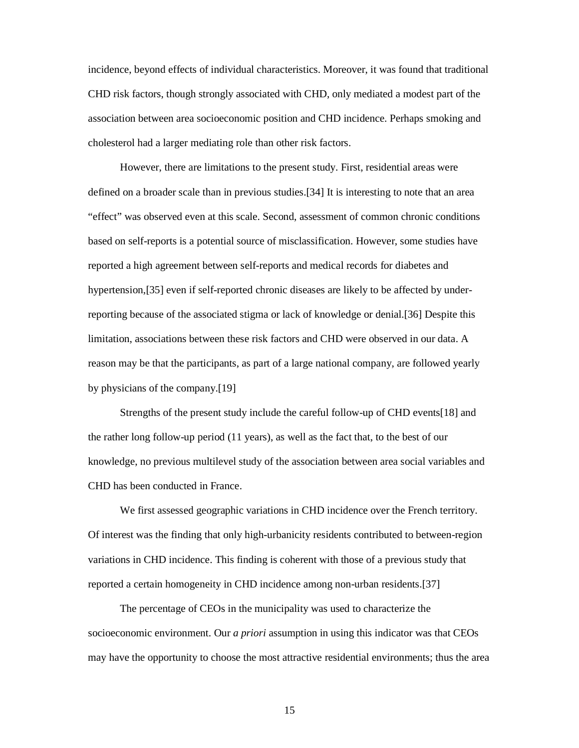incidence, beyond effects of individual characteristics. Moreover, it was found that traditional CHD risk factors, though strongly associated with CHD, only mediated a modest part of the association between area socioeconomic position and CHD incidence. Perhaps smoking and cholesterol had a larger mediating role than other risk factors.

However, there are limitations to the present study. First, residential areas were defined on a broader scale than in previous studies.[34] It is interesting to note that an area "effect" was observed even at this scale. Second, assessment of common chronic conditions based on self-reports is a potential source of misclassification. However, some studies have reported a high agreement between self-reports and medical records for diabetes and hypertension,[35] even if self-reported chronic diseases are likely to be affected by under-reporting because of the associated stigma or lack of knowledge or denial.[36] Despite this limitation, associations between these risk factors and CHD were observed in our data. A reason may be that the participants, as part of a large national company, are followed yearly by physicians of the company.[19]

Strengths of the present study include the careful follow-up of CHD events[18] and the rather long follow-up period (11 years), as well as the fact that, to the best of our knowledge, no previous multilevel study of the association between area social variables and CHD has been conducted in France.

We first assessed geographic variations in CHD incidence over the French territory. Of interest was the finding that only high-urbanicity residents contributed to between-region variations in CHD incidence. This finding is coherent with those of a previous study that reported a certain homogeneity in CHD incidence among non-urban residents.[37]

The percentage of CEOs in the municipality was used to characterize the socioeconomic environment. Our *a priori* assumption in using this indicator was that CEOs may have the opportunity to choose the most attractive residential environments; thus the area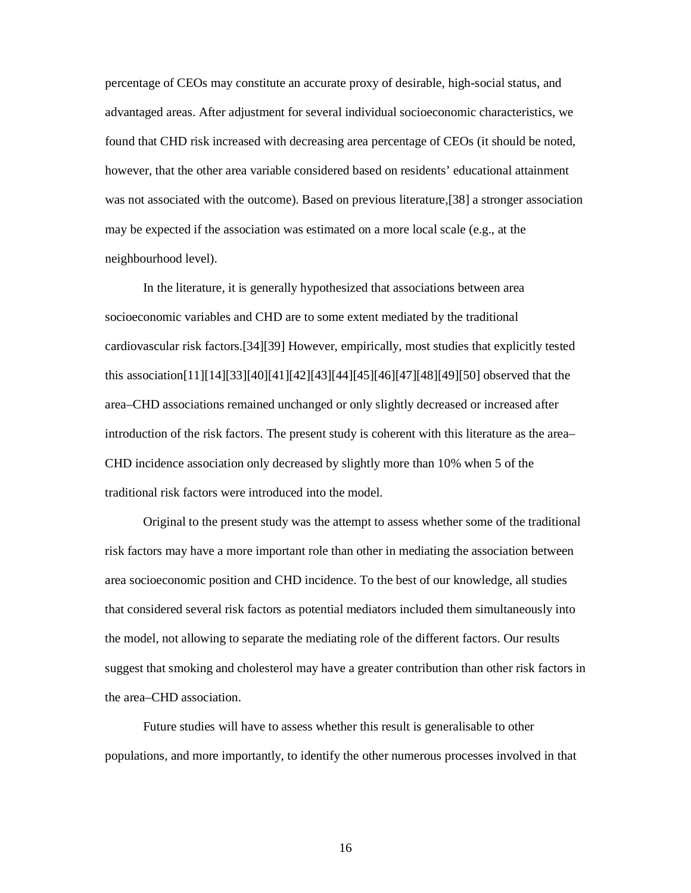percentage of CEOs may constitute an accurate proxy of desirable, high-social status, and advantaged areas. After adjustment for several individual socioeconomic characteristics, we found that CHD risk increased with decreasing area percentage of CEOs (it should be noted, however, that the other area variable considered based on residents' educational attainment was not associated with the outcome). Based on previous literature,[38] a stronger association may be expected if the association was estimated on a more local scale (e.g., at the neighbourhood level).

In the literature, it is generally hypothesized that associations between area socioeconomic variables and CHD are to some extent mediated by the traditional cardiovascular risk factors.[34][39] However, empirically, most studies that explicitly tested this association[11][14][33][40][41][42][43][44][45][46][47][48][49][50] observed that the area–CHD associations remained unchanged or only slightly decreased or increased after introduction of the risk factors. The present study is coherent with this literature as the area–CHD incidence association only decreased by slightly more than 10% when 5 of the traditional risk factors were introduced into the model.

Original to the present study was the attempt to assess whether some of the traditional risk factors may have a more important role than other in mediating the association between area socioeconomic position and CHD incidence. To the best of our knowledge, all studies that considered several risk factors as potential mediators included them simultaneously into the model, not allowing to separate the mediating role of the different factors. Our results suggest that smoking and cholesterol may have a greater contribution than other risk factors in the area–CHD association.

Future studies will have to assess whether this result is generalisable to other populations, and more importantly, to identify the other numerous processes involved in that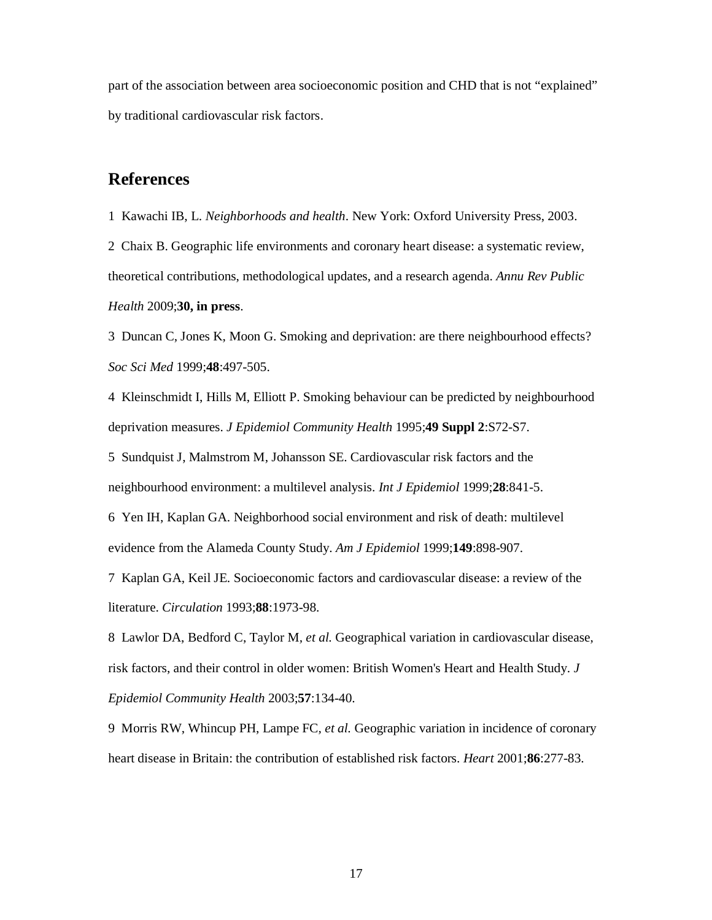part of the association between area socioeconomic position and CHD that is not "explained" by traditional cardiovascular risk factors.

## References

1 Kawachi IB, L. *Neighborhoods and health*. New York: Oxford University Press, 2003.

2 Chaix B. Geographic life environments and coronary heart disease: a systematic review, theoretical contributions, methodological updates, and a research agenda. *Annu Rev Public Health* 2009;**30, in press**.

3 Duncan C, Jones K, Moon G. Smoking and deprivation: are there neighbourhood effects? *Soc Sci Med* 1999;**48**:497-505.

4 Kleinschmidt I, Hills M, Elliott P. Smoking behaviour can be predicted by neighbourhood deprivation measures. *J Epidemiol Community Health* 1995;**49 Suppl 2**:S72-S7.

5 Sundquist J, Malmstrom M, Johansson SE. Cardiovascular risk factors and the neighbourhood environment: a multilevel analysis. *Int J Epidemiol* 1999;**28**:841-5.

6 Yen IH, Kaplan GA. Neighborhood social environment and risk of death: multilevel evidence from the Alameda County Study. *Am J Epidemiol* 1999;**149**:898-907.

7 Kaplan GA, Keil JE. Socioeconomic factors and cardiovascular disease: a review of the literature. *Circulation* 1993;**88**:1973-98.

8 Lawlor DA, Bedford C, Taylor M, *et al.* Geographical variation in cardiovascular disease, risk factors, and their control in older women: British Women's Heart and Health Study. *J Epidemiol Community Health* 2003;**57**:134-40.

9 Morris RW, Whincup PH, Lampe FC, *et al.* Geographic variation in incidence of coronary heart disease in Britain: the contribution of established risk factors. *Heart* 2001;**86**:277-83.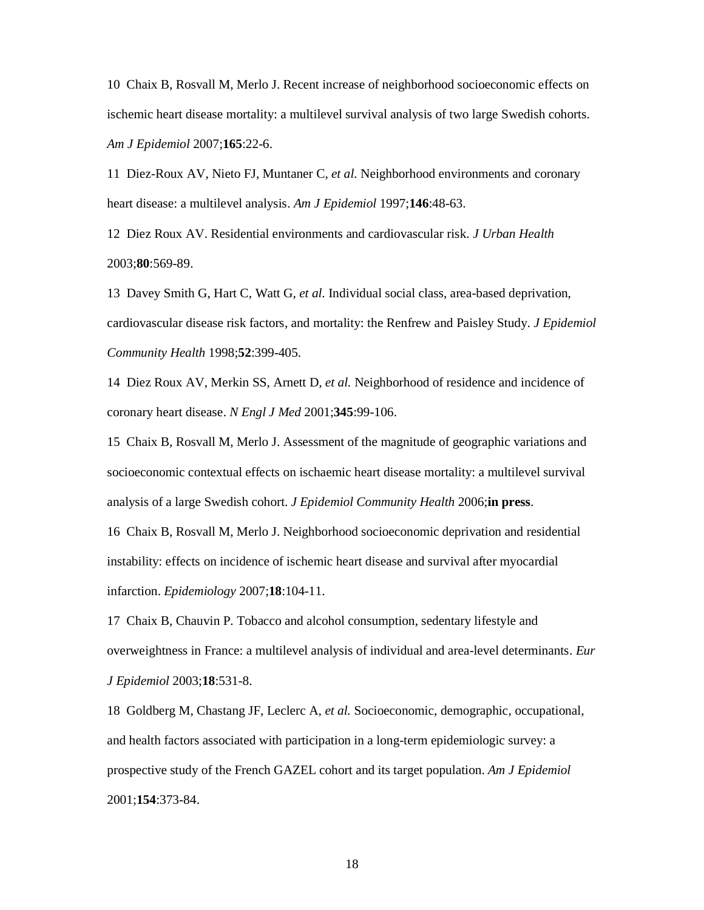10 Chaix B, Rosvall M, Merlo J. Recent increase of neighborhood socioeconomic effects on ischemic heart disease mortality: a multilevel survival analysis of two large Swedish cohorts. *Am J Epidemiol* 2007;**165**:22-6.

11 Diez-Roux AV, Nieto FJ, Muntaner C, *et al.* Neighborhood environments and coronary heart disease: a multilevel analysis. *Am J Epidemiol* 1997;**146**:48-63.

12 Diez Roux AV. Residential environments and cardiovascular risk. *J Urban Health* 2003;**80**:569-89.

13 Davey Smith G, Hart C, Watt G, *et al.* Individual social class, area-based deprivation, cardiovascular disease risk factors, and mortality: the Renfrew and Paisley Study. *J Epidemiol Community Health* 1998;**52**:399-405.

14 Diez Roux AV, Merkin SS, Arnett D, *et al.* Neighborhood of residence and incidence of coronary heart disease. *N Engl J Med* 2001;**345**:99-106.

15 Chaix B, Rosvall M, Merlo J. Assessment of the magnitude of geographic variations and socioeconomic contextual effects on ischaemic heart disease mortality: a multilevel survival analysis of a large Swedish cohort. *J Epidemiol Community Health* 2006;**in press**.

16 Chaix B, Rosvall M, Merlo J. Neighborhood socioeconomic deprivation and residential instability: effects on incidence of ischemic heart disease and survival after myocardial infarction. *Epidemiology* 2007;**18**:104-11.

17 Chaix B, Chauvin P. Tobacco and alcohol consumption, sedentary lifestyle and overweightness in France: a multilevel analysis of individual and area-level determinants. *Eur J Epidemiol* 2003;**18**:531-8.

18 Goldberg M, Chastang JF, Leclerc A, *et al.* Socioeconomic, demographic, occupational, and health factors associated with participation in a long-term epidemiologic survey: a prospective study of the French GAZEL cohort and its target population. *Am J Epidemiol* 2001;**154**:373-84.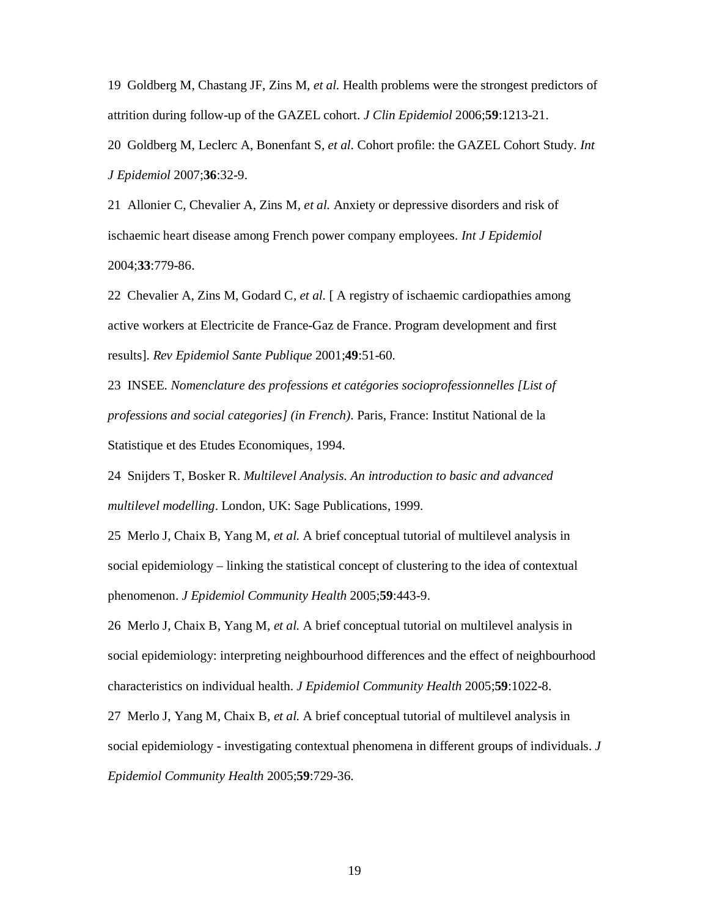19 Goldberg M, Chastang JF, Zins M, *et al.* Health problems were the strongest predictors of attrition during follow-up of the GAZEL cohort. *J Clin Epidemiol* 2006;**59**:1213-21.

20 Goldberg M, Leclerc A, Bonenfant S, *et al.* Cohort profile: the GAZEL Cohort Study. *Int J Epidemiol* 2007;**36**:32-9.

21 Allonier C, Chevalier A, Zins M, *et al.* Anxiety or depressive disorders and risk of ischaemic heart disease among French power company employees. *Int J Epidemiol* 2004;**33**:779-86.

22 Chevalier A, Zins M, Godard C, *et al.* [ A registry of ischaemic cardiopathies among active workers at Electricite de France-Gaz de France. Program development and first results]. *Rev Epidemiol Sante Publique* 2001;**49**:51-60.

23 INSEE. *Nomenclature des professions et catégories socioprofessionnelles [List of professions and social categories] (in French)*. Paris, France: Institut National de la Statistique et des Etudes Economiques, 1994.

24 Snijders T, Bosker R. *Multilevel Analysis. An introduction to basic and advanced multilevel modelling*. London, UK: Sage Publications, 1999.

25 Merlo J, Chaix B, Yang M, *et al.* A brief conceptual tutorial of multilevel analysis in social epidemiology – linking the statistical concept of clustering to the idea of contextual phenomenon. *J Epidemiol Community Health* 2005;**59**:443-9.

26 Merlo J, Chaix B, Yang M, *et al.* A brief conceptual tutorial on multilevel analysis in social epidemiology: interpreting neighbourhood differences and the effect of neighbourhood characteristics on individual health. *J Epidemiol Community Health* 2005;**59**:1022-8.

27 Merlo J, Yang M, Chaix B, *et al.* A brief conceptual tutorial of multilevel analysis in social epidemiology - investigating contextual phenomena in different groups of individuals. *J Epidemiol Community Health* 2005;**59**:729-36.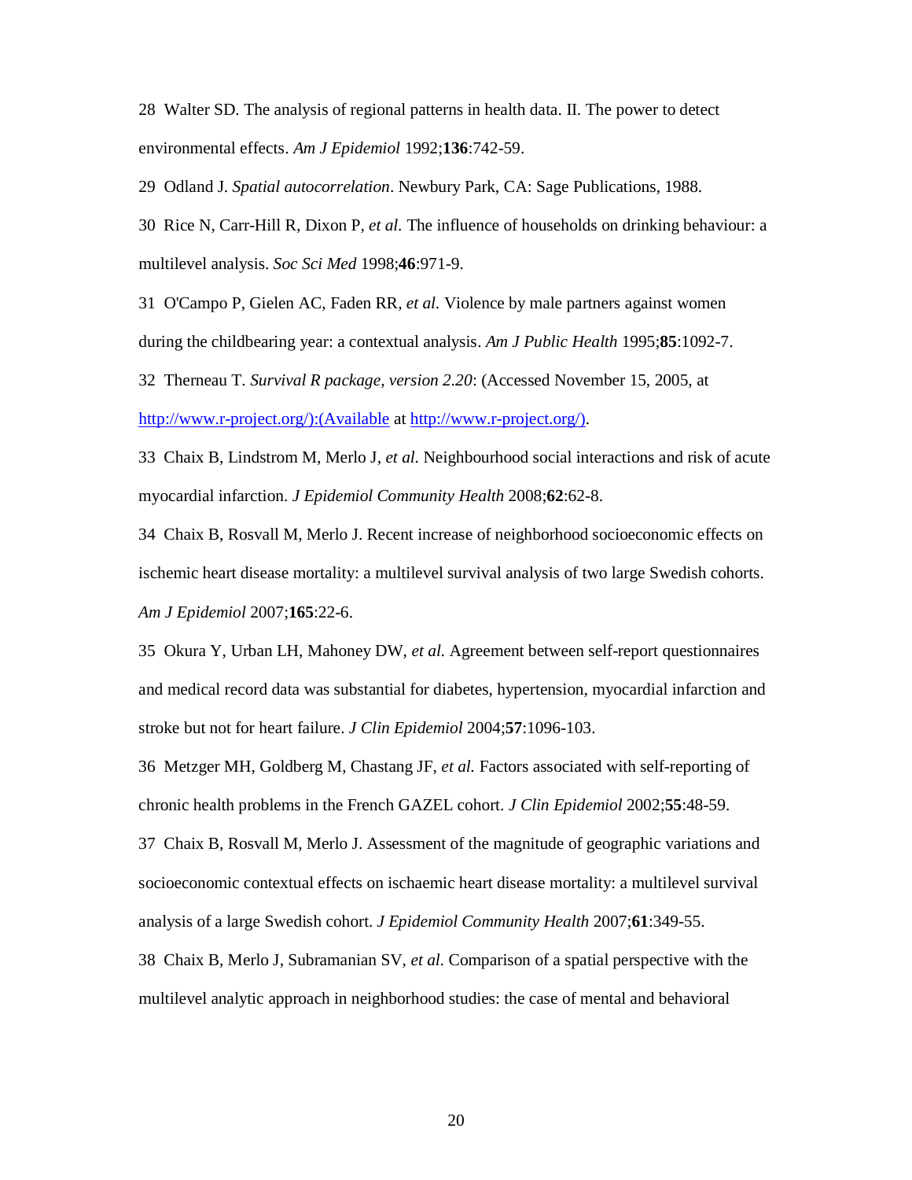28 Walter SD. The analysis of regional patterns in health data. II. The power to detect environmental effects. *Am J Epidemiol* 1992;**136**:742-59.

29 Odland J. *Spatial autocorrelation*. Newbury Park, CA: Sage Publications, 1988.

30 Rice N, Carr-Hill R, Dixon P, *et al.* The influence of households on drinking behaviour: a multilevel analysis. *Soc Sci Med* 1998;**46**:971-9.

31 O'Campo P, Gielen AC, Faden RR, *et al.* Violence by male partners against women during the childbearing year: a contextual analysis. *Am J Public Health* 1995;**85**:1092-7.

32 Therneau T. *Survival R package, version 2.20*: (Accessed November 15, 2005, at http://www.r-project.org/):(Available at http://www.r-project.org/).

33 Chaix B, Lindstrom M, Merlo J, *et al.* Neighbourhood social interactions and risk of acute myocardial infarction. *J Epidemiol Community Health* 2008;**62**:62-8.

34 Chaix B, Rosvall M, Merlo J. Recent increase of neighborhood socioeconomic effects on ischemic heart disease mortality: a multilevel survival analysis of two large Swedish cohorts. *Am J Epidemiol* 2007;**165**:22-6.

35 Okura Y, Urban LH, Mahoney DW, *et al.* Agreement between self-report questionnaires and medical record data was substantial for diabetes, hypertension, myocardial infarction and stroke but not for heart failure. *J Clin Epidemiol* 2004;**57**:1096-103.

36 Metzger MH, Goldberg M, Chastang JF, *et al.* Factors associated with self-reporting of chronic health problems in the French GAZEL cohort. *J Clin Epidemiol* 2002;**55**:48-59.

37 Chaix B, Rosvall M, Merlo J. Assessment of the magnitude of geographic variations and socioeconomic contextual effects on ischaemic heart disease mortality: a multilevel survival analysis of a large Swedish cohort. *J Epidemiol Community Health* 2007;**61**:349-55.

38 Chaix B, Merlo J, Subramanian SV, *et al.* Comparison of a spatial perspective with the multilevel analytic approach in neighborhood studies: the case of mental and behavioral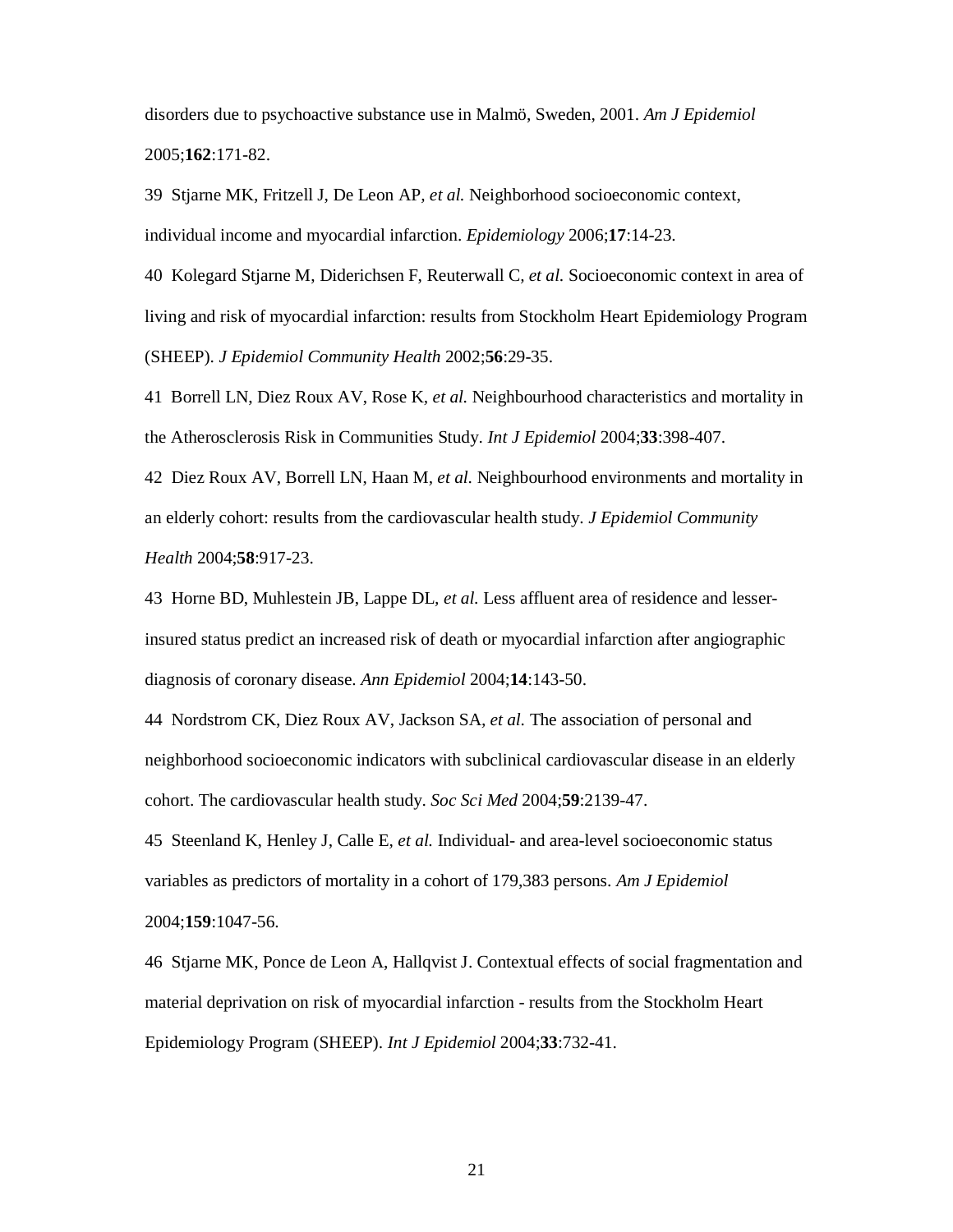disorders due to psychoactive substance use in Malmö, Sweden, 2001. *Am J Epidemiol* 2005;**162**:171-82.

39 Stjarne MK, Fritzell J, De Leon AP, *et al.* Neighborhood socioeconomic context, individual income and myocardial infarction. *Epidemiology* 2006;**17**:14-23.

40 Kolegard Stjarne M, Diderichsen F, Reuterwall C, *et al.* Socioeconomic context in area of living and risk of myocardial infarction: results from Stockholm Heart Epidemiology Program (SHEEP). *J Epidemiol Community Health* 2002;**56**:29-35.

41 Borrell LN, Diez Roux AV, Rose K, *et al.* Neighbourhood characteristics and mortality in the Atherosclerosis Risk in Communities Study. *Int J Epidemiol* 2004;**33**:398-407.

42 Diez Roux AV, Borrell LN, Haan M, *et al.* Neighbourhood environments and mortality in an elderly cohort: results from the cardiovascular health study. *J Epidemiol Community Health* 2004;**58**:917-23.

43 Horne BD, Muhlestein JB, Lappe DL, *et al.* Less affluent area of residence and lesser-insured status predict an increased risk of death or myocardial infarction after angiographic diagnosis of coronary disease. *Ann Epidemiol* 2004;**14**:143-50.

44 Nordstrom CK, Diez Roux AV, Jackson SA, *et al.* The association of personal and neighborhood socioeconomic indicators with subclinical cardiovascular disease in an elderly cohort. The cardiovascular health study. *Soc Sci Med* 2004;**59**:2139-47.

45 Steenland K, Henley J, Calle E, *et al.* Individual- and area-level socioeconomic status variables as predictors of mortality in a cohort of 179,383 persons. *Am J Epidemiol* 2004;**159**:1047-56.

46 Stjarne MK, Ponce de Leon A, Hallqvist J. Contextual effects of social fragmentation and material deprivation on risk of myocardial infarction - results from the Stockholm Heart Epidemiology Program (SHEEP). *Int J Epidemiol* 2004;**33**:732-41.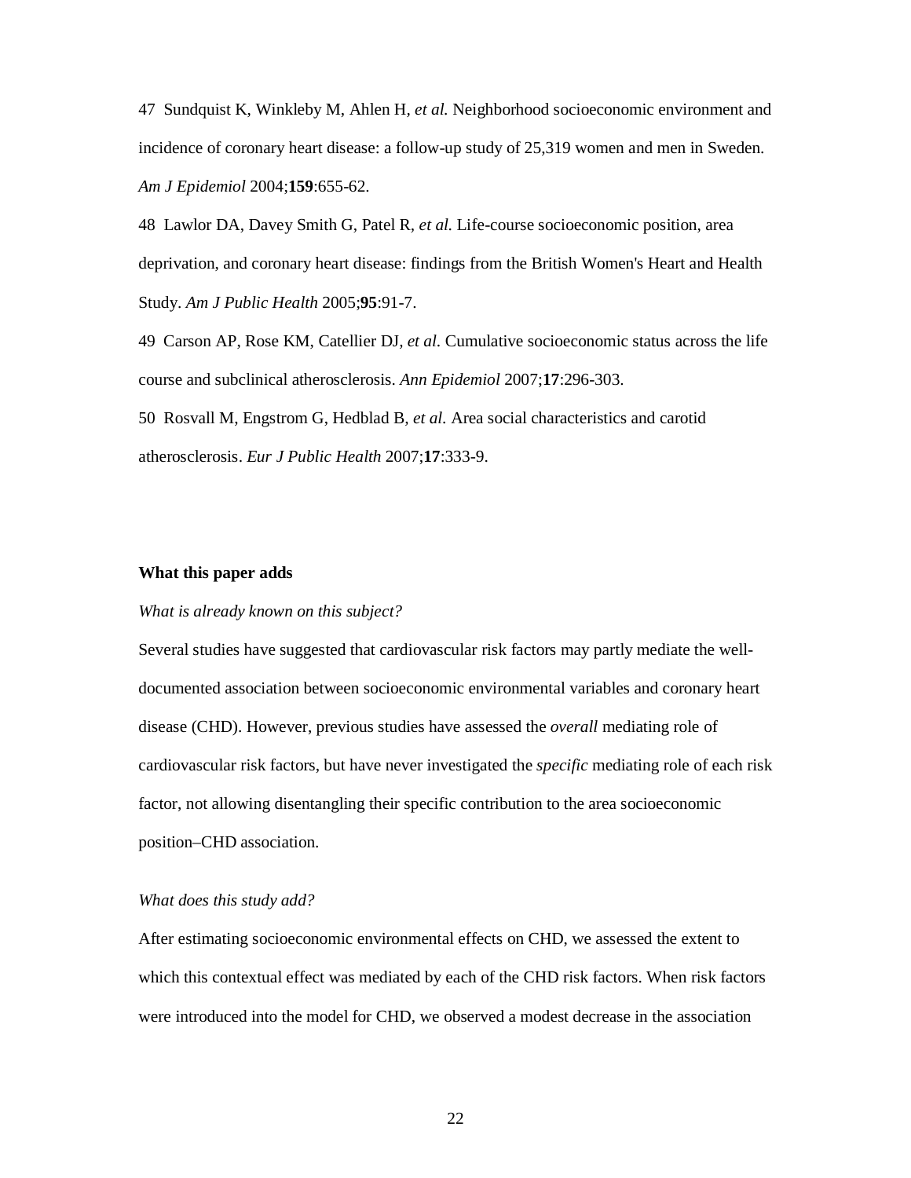47 Sundquist K, Winkleby M, Ahlen H, *et al.* Neighborhood socioeconomic environment and incidence of coronary heart disease: a follow-up study of 25,319 women and men in Sweden. *Am J Epidemiol* 2004;**159**:655-62.

48 Lawlor DA, Davey Smith G, Patel R, *et al.* Life-course socioeconomic position, area deprivation, and coronary heart disease: findings from the British Women's Heart and Health Study. *Am J Public Health* 2005;**95**:91-7.

49 Carson AP, Rose KM, Catellier DJ, *et al*. Cumulative socioeconomic status across the life course and subclinical atherosclerosis. *Ann Epidemiol* 2007;**17**:296-303.

50 Rosvall M, Engstrom G, Hedblad B, *et al.* Area social characteristics and carotid atherosclerosis. *Eur J Public Health* 2007;**17**:333-9.

**What this paper adds**

*What is already known on this subject?*

Several studies have suggested that cardiovascular risk factors may partly mediate the well-documented association between socioeconomic environmental variables and coronary heart disease (CHD). However, previous studies have assessed the *overall* mediating role of cardiovascular risk factors, but have never investigated the *specific* mediating role of each risk factor, not allowing disentangling their specific contribution to the area socioeconomic position–CHD association.

*What does this study add?*

After estimating socioeconomic environmental effects on CHD, we assessed the extent to which this contextual effect was mediated by each of the CHD risk factors. When risk factors were introduced into the model for CHD, we observed a modest decrease in the association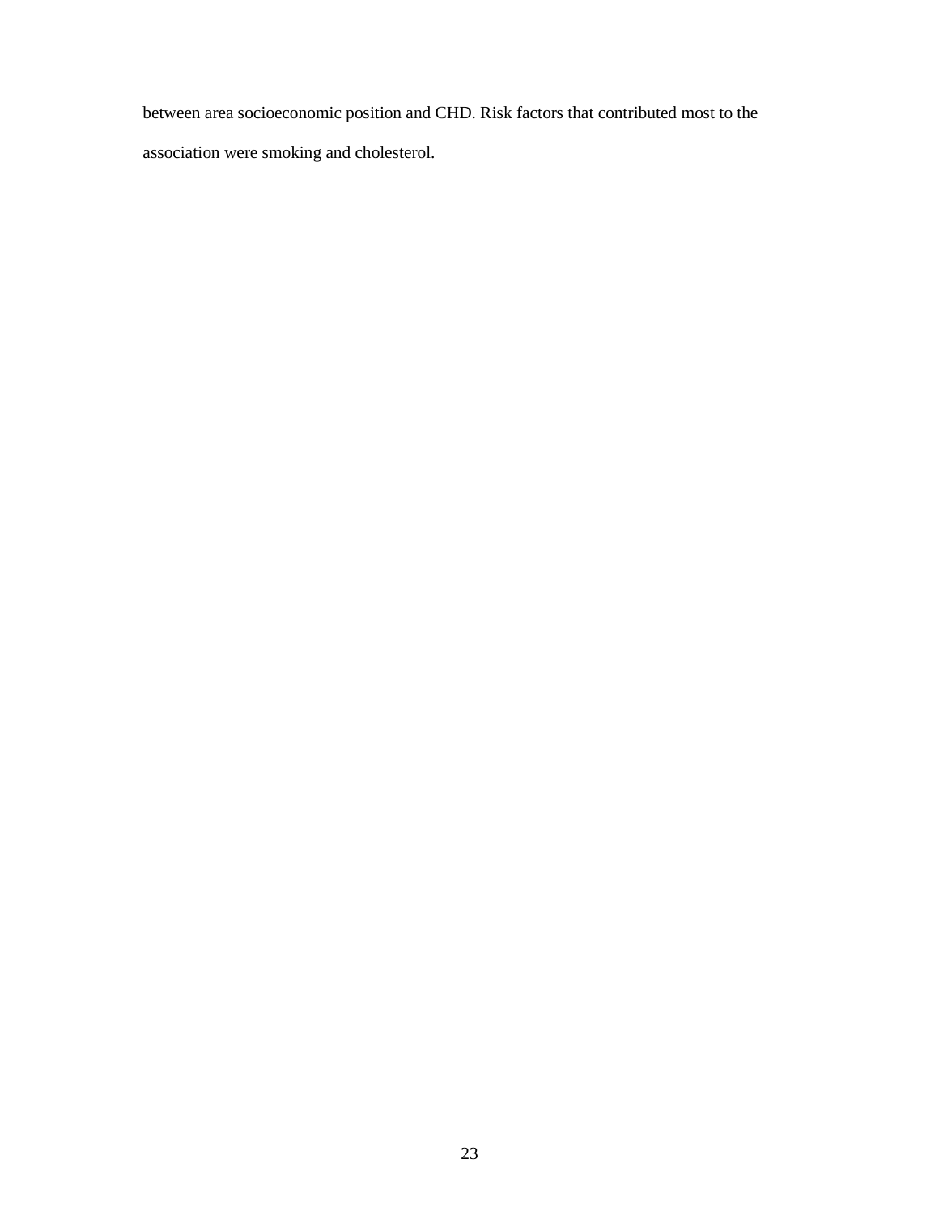between area socioeconomic position and CHD. Risk factors that contributed most to the association were smoking and cholesterol.